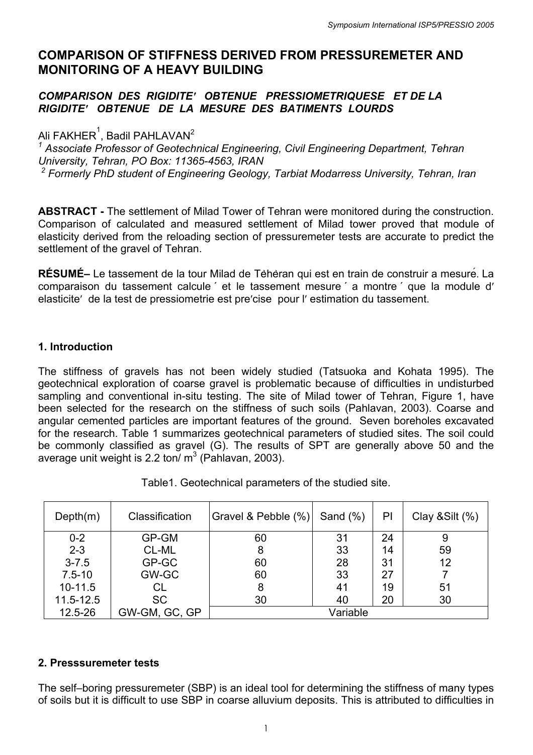# COMPARISON OF STIFFNESS DERIVED FROM PRESSUREMETER AND MONITORING OF A HEAVY BUILDING

## *COMPARISON DES RIGIDITE′ OBTENUE PRESSIOMETRIQUESE ET DE LA RIGIDITE′ OBTENUE DE LA MESURE DES BATIMENTS LOURDS*

Ali FAKHER[1], Badil PAHLAVAN[2]

[1] *Associate Professor of Geotechnical Engineering, Civil Engineering Department, Tehran University, Tehran, PO Box: 11365-4563, IRAN*

[2] *Formerly PhD student of Engineering Geology, Tarbiat Modarress University, Tehran, Iran*

**ABSTRACT -** The settlement of Milad Tower of Tehran were monitored during the construction. Comparison of calculated and measured settlement of Milad tower proved that module of elasticity derived from the reloading section of pressuremeter tests are accurate to predict the settlement of the gravel of Tehran.

**RÉSUMÉ–** Le tassement de la tour Milad de Tėhėran qui est en train de construir a mesuré. La comparaison du tassement calcule ´ et le tassement mesure ´ a montre ´ que la module d′ elasticite′ de la test de pressiometrie est pre′cise pour l′ estimation du tassement.

## 1. Introduction

The stiffness of gravels has not been widely studied (Tatsuoka and Kohata 1995). The geotechnical exploration of coarse gravel is problematic because of difficulties in undisturbed sampling and conventional in-situ testing. The site of Milad tower of Tehran, Figure 1, have been selected for the research on the stiffness of such soils (Pahlavan, 2003). Coarse and angular cemented particles are important features of the ground. Seven boreholes excavated for the research. Table 1 summarizes geotechnical parameters of studied sites. The soil could be commonly classified as gravel (G). The results of SPT are generally above 50 and the average unit weight is 2.2 ton/ $m^3$ (Pahlavan, 2003).

Table1. Geotechnical parameters of the studied site.

| Depth(m) | Classification | Gravel & Pebble (%) | Sand (%) | PI | Clay &Silt (%) |
|---|---|---|---|---|---|
| 0-2 | GP-GM | 60 | 31 | 24 | 9 |
| 2-3 | CL-ML | 8 | 33 | 14 | 59 |
| 3-7.5 | GP-GC | 60 | 28 | 31 | 12 |
| 7.5-10 | GW-GC | 60 | 33 | 27 | 7 |
| 10-11.5 | CL | 8 | 41 | 19 | 51 |
| 11.5-12.5 | SC | 30 | 40 | 20 | 30 |
| 12.5-26 | GW-GM, GC, GP | Variable | | | |

## 2. Presssuremeter tests

The self–boring pressuremeter (SBP) is an ideal tool for determining the stiffness of many types of soils but it is difficult to use SBP in coarse alluvium deposits. This is attributed to difficulties in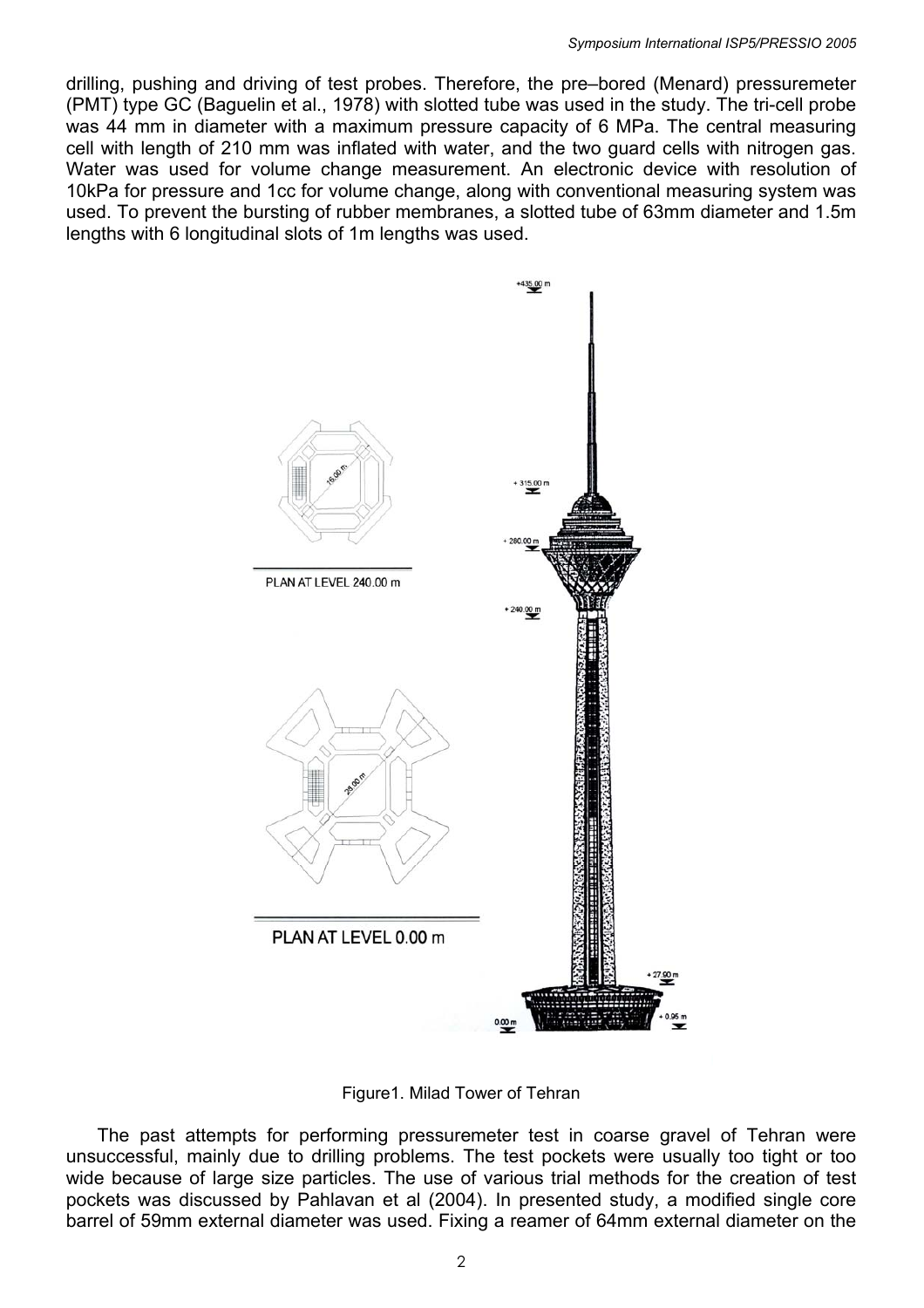drilling, pushing and driving of test probes. Therefore, the pre–bored (Menard) pressuremeter (PMT) type GC (Baguelin et al., 1978) with slotted tube was used in the study. The tri-cell probe was 44 mm in diameter with a maximum pressure capacity of 6 MPa. The central measuring cell with length of 210 mm was inflated with water, and the two guard cells with nitrogen gas. Water was used for volume change measurement. An electronic device with resolution of 10kPa for pressure and 1cc for volume change, along with conventional measuring system was used. To prevent the bursting of rubber membranes, a slotted tube of 63mm diameter and 1.5m lengths with 6 longitudinal slots of 1m lengths was used.

Figure1. Milad Tower of Tehran

The past attempts for performing pressuremeter test in coarse gravel of Tehran were unsuccessful, mainly due to drilling problems. The test pockets were usually too tight or too wide because of large size particles. The use of various trial methods for the creation of test pockets was discussed by Pahlavan et al (2004). In presented study, a modified single core barrel of 59mm external diameter was used. Fixing a reamer of 64mm external diameter on the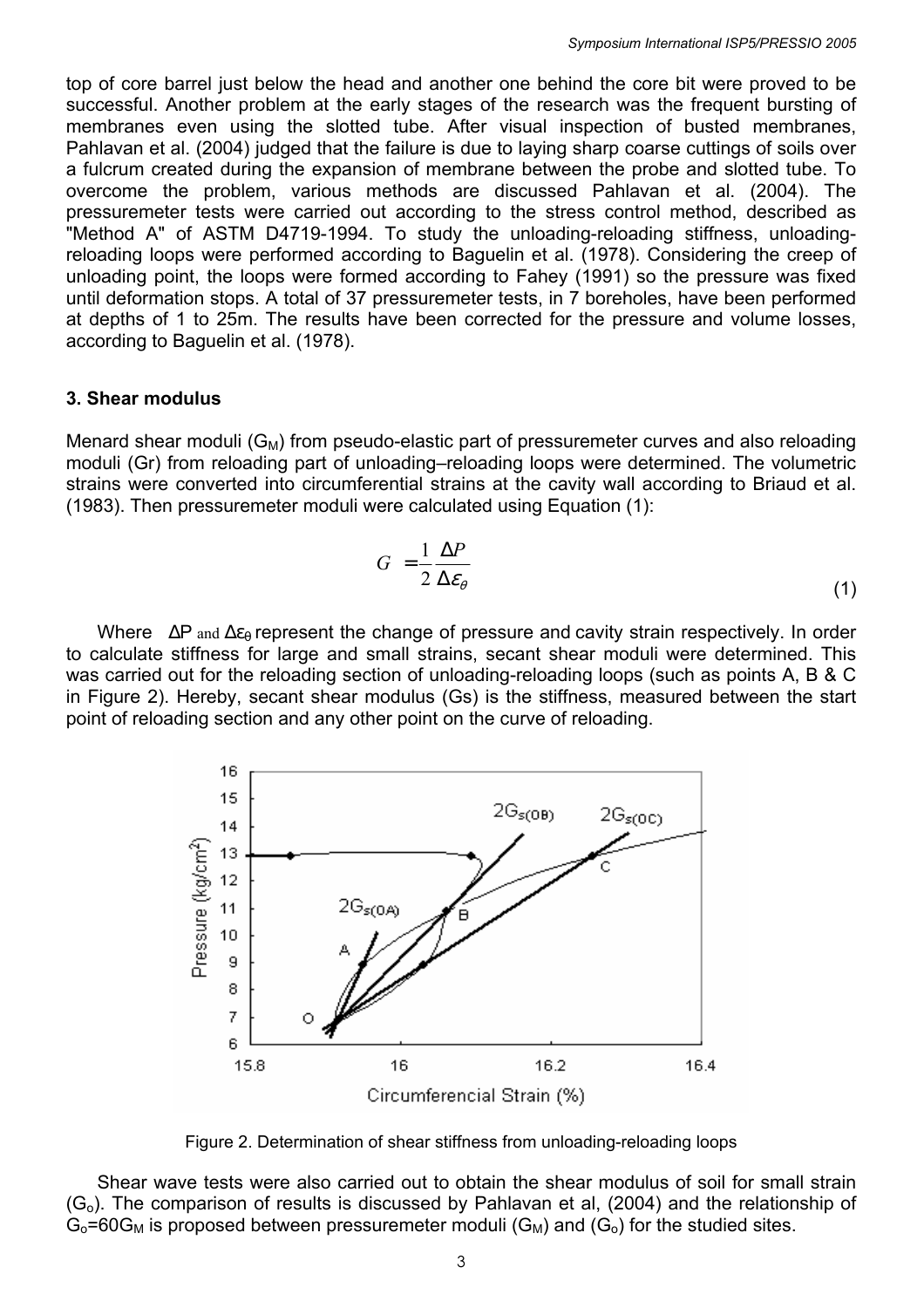top of core barrel just below the head and another one behind the core bit were proved to be successful. Another problem at the early stages of the research was the frequent bursting of membranes even using the slotted tube. After visual inspection of busted membranes, Pahlavan et al. (2004) judged that the failure is due to laying sharp coarse cuttings of soils over a fulcrum created during the expansion of membrane between the probe and slotted tube. To overcome the problem, various methods are discussed Pahlavan et al. (2004). The pressuremeter tests were carried out according to the stress control method, described as "Method A" of ASTM D4719-1994. To study the unloading-reloading stiffness, unloading-reloading loops were performed according to Baguelin et al. (1978). Considering the creep of unloading point, the loops were formed according to Fahey (1991) so the pressure was fixed until deformation stops. A total of 37 pressuremeter tests, in 7 boreholes, have been performed at depths of 1 to 25m. The results have been corrected for the pressure and volume losses, according to Baguelin et al. (1978).

### 3. Shear modulus

Menard shear moduli ($G_M$) from pseudo-elastic part of pressuremeter curves and also reloading moduli (Gr) from reloading part of unloading–reloading loops were determined. The volumetric strains were converted into circumferential strains at the cavity wall according to Briaud et al. (1983). Then pressuremeter moduli were calculated using Equation (1):

$$G = \frac{1}{2}\frac{\Delta P}{\Delta \varepsilon_\theta} \tag{1}$$

Where $\Delta P$ and $\Delta\varepsilon_\theta$ represent the change of pressure and cavity strain respectively. In order to calculate stiffness for large and small strains, secant shear moduli were determined. This was carried out for the reloading section of unloading-reloading loops (such as points A, B & C in Figure 2). Hereby, secant shear modulus (Gs) is the stiffness, measured between the start point of reloading section and any other point on the curve of reloading.

Figure 2. Determination of shear stiffness from unloading-reloading loops

Shear wave tests were also carried out to obtain the shear modulus of soil for small strain ($G_o$). The comparison of results is discussed by Pahlavan et al, (2004) and the relationship of $G_o=60G_M$ is proposed between pressuremeter moduli ($G_M$) and ($G_o$) for the studied sites.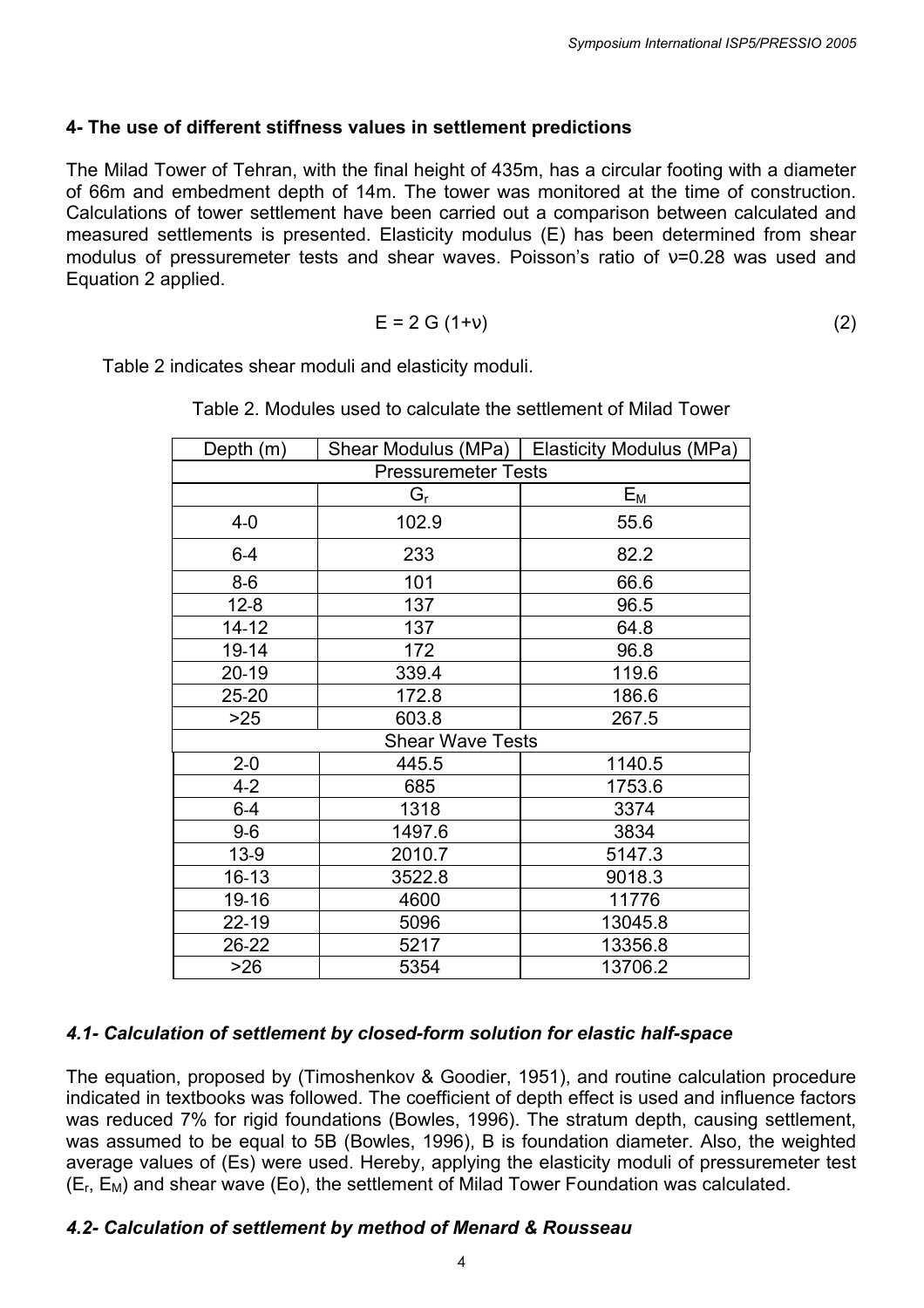## 4- The use of different stiffness values in settlement predictions

The Milad Tower of Tehran, with the final height of 435m, has a circular footing with a diameter of 66m and embedment depth of 14m. The tower was monitored at the time of construction. Calculations of tower settlement have been carried out a comparison between calculated and measured settlements is presented. Elasticity modulus (E) has been determined from shear modulus of pressuremeter tests and shear waves. Poisson's ratio of $\nu$=0.28 was used and Equation 2 applied.

$$E = 2\,G\,(1+\nu) \tag{2}$$

Table 2 indicates shear moduli and elasticity moduli.

Table 2. Modules used to calculate the settlement of Milad Tower

| Depth (m) | Shear Modulus (MPa) | Elasticity Modulus (MPa) |
|---|---|---|
| Pressuremeter Tests | | |
| | $G_r$ | $E_M$ |
| 4-0 | 102.9 | 55.6 |
| 6-4 | 233 | 82.2 |
| 8-6 | 101 | 66.6 |
| 12-8 | 137 | 96.5 |
| 14-12 | 137 | 64.8 |
| 19-14 | 172 | 96.8 |
| 20-19 | 339.4 | 119.6 |
| 25-20 | 172.8 | 186.6 |
| >25 | 603.8 | 267.5 |
| Shear Wave Tests | | |
| 2-0 | 445.5 | 1140.5 |
| 4-2 | 685 | 1753.6 |
| 6-4 | 1318 | 3374 |
| 9-6 | 1497.6 | 3834 |
| 13-9 | 2010.7 | 5147.3 |
| 16-13 | 3522.8 | 9018.3 |
| 19-16 | 4600 | 11776 |
| 22-19 | 5096 | 13045.8 |
| 26-22 | 5217 | 13356.8 |
| >26 | 5354 | 13706.2 |

### *4.1- Calculation of settlement by closed-form solution for elastic half-space*

The equation, proposed by (Timoshenkov & Goodier, 1951), and routine calculation procedure indicated in textbooks was followed. The coefficient of depth effect is used and influence factors was reduced 7% for rigid foundations (Bowles, 1996). The stratum depth, causing settlement, was assumed to be equal to 5B (Bowles, 1996), B is foundation diameter. Also, the weighted average values of (Es) were used. Hereby, applying the elasticity moduli of pressuremeter test ($E_r$, $E_M$) and shear wave (Eo), the settlement of Milad Tower Foundation was calculated.

### *4.2- Calculation of settlement by method of Menard & Rousseau*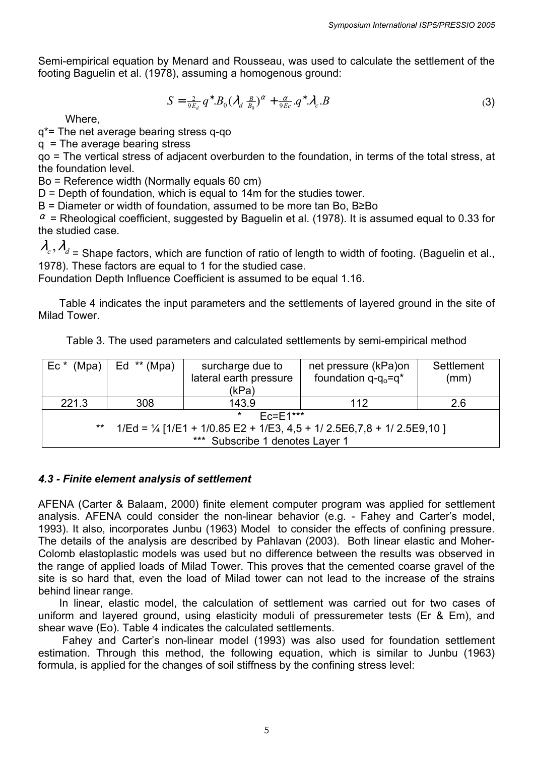Semi-empirical equation by Menard and Rousseau, was used to calculate the settlement of the footing Baguelin et al. (1978), assuming a homogenous ground:

$$S = \frac{2}{9E_d} q^* . B_0 (\lambda_d \frac{B}{B_0})^{\alpha} + \frac{\alpha}{9Ec} . q^* . \lambda_c . B \tag{3}$$

Where,

$q^*$= The net average bearing stress q-qo

q = The average bearing stress

qo = The vertical stress of adjacent overburden to the foundation, in terms of the total stress, at the foundation level.

Bo = Reference width (Normally equals 60 cm)

D = Depth of foundation, which is equal to 14m for the studies tower.

B = Diameter or width of foundation, assumed to be more tan Bo, B≥Bo

$\alpha$ = Rheological coefficient, suggested by Baguelin et al. (1978). It is assumed equal to 0.33 for the studied case.

$\lambda_c, \lambda_d$ = Shape factors, which are function of ratio of length to width of footing. (Baguelin et al., 1978). These factors are equal to 1 for the studied case.

Foundation Depth Influence Coefficient is assumed to be equal 1.16.

Table 4 indicates the input parameters and the settlements of layered ground in the site of Milad Tower.

Table 3. The used parameters and calculated settlements by semi-empirical method

| Ec * (Mpa) | Ed ** (Mpa) | surcharge due to lateral earth pressure (kPa) | net pressure (kPa)on foundation q-$q_o$=q* | Settlement (mm) |
|---|---|---|---|---|
| 221.3 | 308 | 143.9 | 112 | 2.6 |
| * Ec=E1*** | | | | |
| ** 1/Ed = ¼ [1/E1 + 1/0.85 E2 + 1/E3, 4,5 + 1/ 2.5E6,7,8 + 1/ 2.5E9,10 ] | | | | |
| *** Subscribe 1 denotes Layer 1 | | | | |

### *4.3 - Finite element analysis of settlement*

AFENA (Carter & Balaam, 2000) finite element computer program was applied for settlement analysis. AFENA could consider the non-linear behavior (e.g. - Fahey and Carter's model, 1993). It also, incorporates Junbu (1963) Model to consider the effects of confining pressure. The details of the analysis are described by Pahlavan (2003). Both linear elastic and Moher-Colomb elastoplastic models was used but no difference between the results was observed in the range of applied loads of Milad Tower. This proves that the cemented coarse gravel of the site is so hard that, even the load of Milad tower can not lead to the increase of the strains behind linear range.

In linear, elastic model, the calculation of settlement was carried out for two cases of uniform and layered ground, using elasticity moduli of pressuremeter tests (Er & Em), and shear wave (Eo). Table 4 indicates the calculated settlements.

Fahey and Carter's non-linear model (1993) was also used for foundation settlement estimation. Through this method, the following equation, which is similar to Junbu (1963) formula, is applied for the changes of soil stiffness by the confining stress level: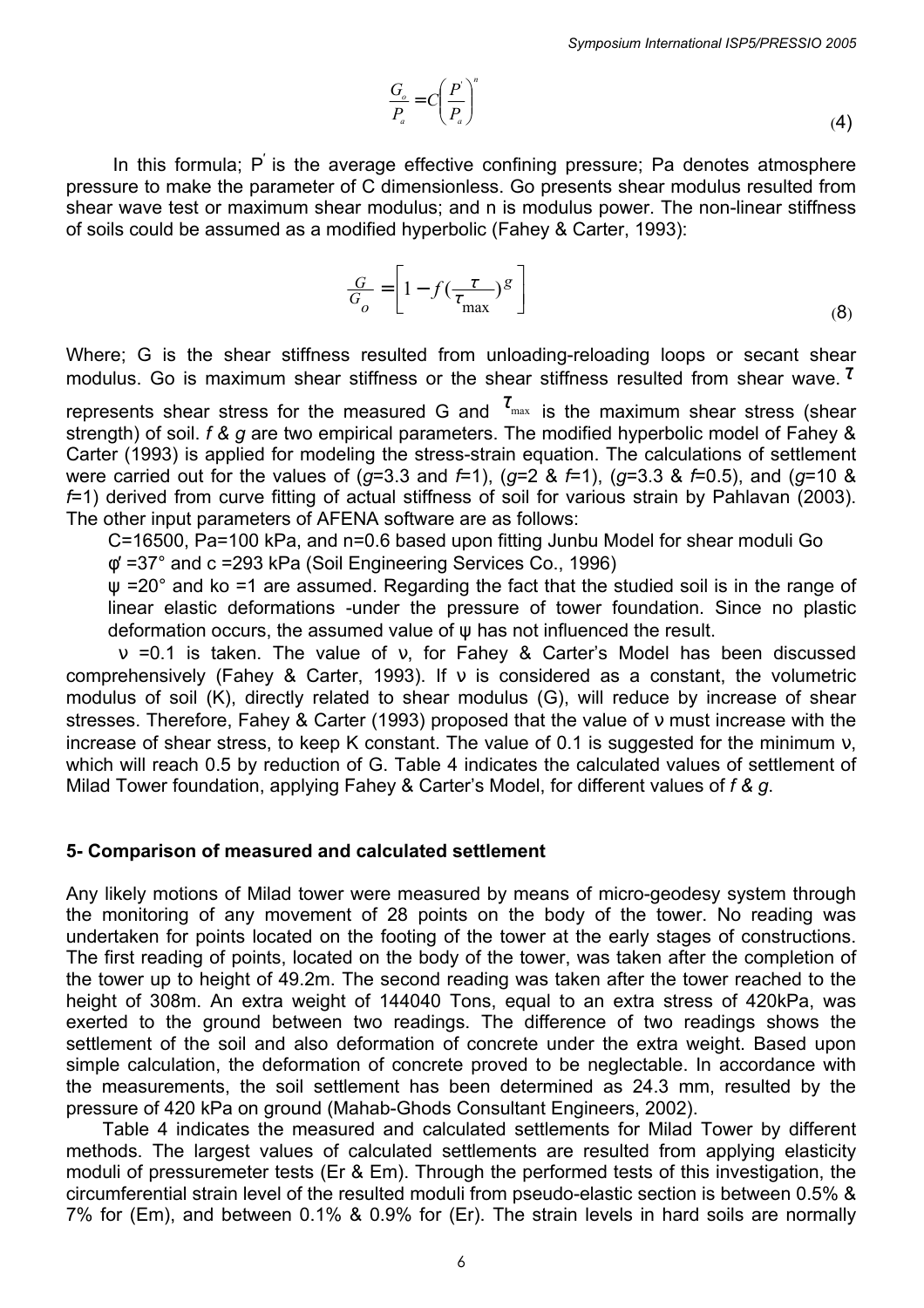$$\frac{G_o}{P_a} = C\left(\frac{P'}{P_a}\right)^n \tag{4}$$

In this formula; $P'$ is the average effective confining pressure; Pa denotes atmosphere pressure to make the parameter of C dimensionless. Go presents shear modulus resulted from shear wave test or maximum shear modulus; and n is modulus power. The non-linear stiffness of soils could be assumed as a modified hyperbolic (Fahey & Carter, 1993):

$$\frac{G}{G_o} = \left[1 - f\left(\frac{\tau}{\tau_{\max}}\right)^g\right] \tag{8}$$

Where; G is the shear stiffness resulted from unloading-reloading loops or secant shear modulus. Go is maximum shear stiffness or the shear stiffness resulted from shear wave. $\tau$ represents shear stress for the measured G and $\tau_{\max}$ is the maximum shear stress (shear strength) of soil. *f & g* are two empirical parameters. The modified hyperbolic model of Fahey & Carter (1993) is applied for modeling the stress-strain equation. The calculations of settlement were carried out for the values of (*g*=3.3 and *f*=1), (*g*=2 & *f*=1), (*g*=3.3 & *f*=0.5), and (*g*=10 & *f*=1) derived from curve fitting of actual stiffness of soil for various strain by Pahlavan (2003). The other input parameters of AFENA software are as follows:

C=16500, Pa=100 kPa, and n=0.6 based upon fitting Junbu Model for shear moduli Go

φ' =37° and c =293 kPa (Soil Engineering Services Co., 1996)

ψ =20° and ko =1 are assumed. Regarding the fact that the studied soil is in the range of linear elastic deformations -under the pressure of tower foundation. Since no plastic deformation occurs, the assumed value of ψ has not influenced the result.

ν =0.1 is taken. The value of ν, for Fahey & Carter's Model has been discussed comprehensively (Fahey & Carter, 1993). If ν is considered as a constant, the volumetric modulus of soil (K), directly related to shear modulus (G), will reduce by increase of shear stresses. Therefore, Fahey & Carter (1993) proposed that the value of ν must increase with the increase of shear stress, to keep K constant. The value of 0.1 is suggested for the minimum ν, which will reach 0.5 by reduction of G. Table 4 indicates the calculated values of settlement of Milad Tower foundation, applying Fahey & Carter's Model, for different values of *f & g*.

## 5- Comparison of measured and calculated settlement

Any likely motions of Milad tower were measured by means of micro-geodesy system through the monitoring of any movement of 28 points on the body of the tower. No reading was undertaken for points located on the footing of the tower at the early stages of constructions. The first reading of points, located on the body of the tower, was taken after the completion of the tower up to height of 49.2m. The second reading was taken after the tower reached to the height of 308m. An extra weight of 144040 Tons, equal to an extra stress of 420kPa, was exerted to the ground between two readings. The difference of two readings shows the settlement of the soil and also deformation of concrete under the extra weight. Based upon simple calculation, the deformation of concrete proved to be neglectable. In accordance with the measurements, the soil settlement has been determined as 24.3 mm, resulted by the pressure of 420 kPa on ground (Mahab-Ghods Consultant Engineers, 2002).

Table 4 indicates the measured and calculated settlements for Milad Tower by different methods. The largest values of calculated settlements are resulted from applying elasticity moduli of pressuremeter tests (Er & Em). Through the performed tests of this investigation, the circumferential strain level of the resulted moduli from pseudo-elastic section is between 0.5% & 7% for (Em), and between 0.1% & 0.9% for (Er). The strain levels in hard soils are normally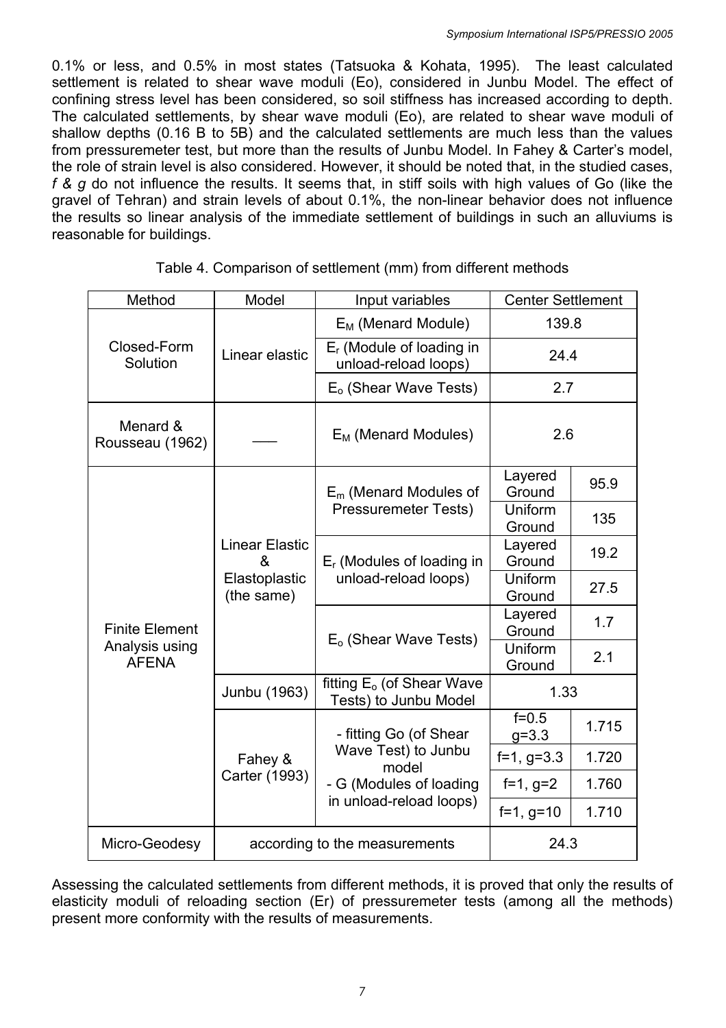0.1% or less, and 0.5% in most states (Tatsuoka & Kohata, 1995). The least calculated settlement is related to shear wave moduli (Eo), considered in Junbu Model. The effect of confining stress level has been considered, so soil stiffness has increased according to depth. The calculated settlements, by shear wave moduli (Eo), are related to shear wave moduli of shallow depths (0.16 B to 5B) and the calculated settlements are much less than the values from pressuremeter test, but more than the results of Junbu Model. In Fahey & Carter's model, the role of strain level is also considered. However, it should be noted that, in the studied cases, *f & g* do not influence the results. It seems that, in stiff soils with high values of Go (like the gravel of Tehran) and strain levels of about 0.1%, the non-linear behavior does not influence the results so linear analysis of the immediate settlement of buildings in such an alluviums is reasonable for buildings.

Table 4. Comparison of settlement (mm) from different methods

| Method | Model | Input variables | Center Settlement | |
|---|---|---|---|---|
| Closed-Form Solution | Linear elastic | $E_M$ (Menard Module) | 139.8 | |
| | | $E_r$ (Module of loading in unload-reload loops) | 24.4 | |
| | | $E_o$ (Shear Wave Tests) | 2.7 | |
| Menard & Rousseau (1962) | —— | $E_M$ (Menard Modules) | 2.6 | |
| Finite Element Analysis using AFENA | Linear Elastic & Elastoplastic (the same) | $E_m$ (Menard Modules of Pressuremeter Tests) | Layered Ground | 95.9 |
| | | | Uniform Ground | 135 |
| | | $E_r$ (Modules of loading in unload-reload loops) | Layered Ground | 19.2 |
| | | | Uniform Ground | 27.5 |
| | | $E_o$ (Shear Wave Tests) | Layered Ground | 1.7 |
| | | | Uniform Ground | 2.1 |
| | Junbu (1963) | fitting $E_o$ (of Shear Wave Tests) to Junbu Model | 1.33 | |
| | Fahey & Carter (1993) | - fitting Go (of Shear Wave Test) to Junbu model - G (Modules of loading in unload-reload loops) | f=0.5 g=3.3 | 1.715 |
| | | | f=1, g=3.3 | 1.720 |
| | | | f=1, g=2 | 1.760 |
| | | | f=1, g=10 | 1.710 |
| Micro-Geodesy | according to the measurements | | 24.3 | |

Assessing the calculated settlements from different methods, it is proved that only the results of elasticity moduli of reloading section (Er) of pressuremeter tests (among all the methods) present more conformity with the results of measurements.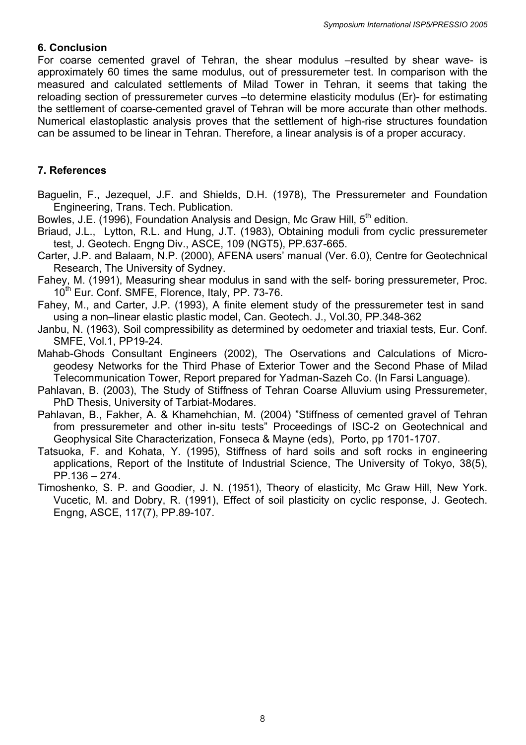## 6. Conclusion

For coarse cemented gravel of Tehran, the shear modulus –resulted by shear wave- is approximately 60 times the same modulus, out of pressuremeter test. In comparison with the measured and calculated settlements of Milad Tower in Tehran, it seems that taking the reloading section of pressuremeter curves –to determine elasticity modulus (Er)- for estimating the settlement of coarse-cemented gravel of Tehran will be more accurate than other methods. Numerical elastoplastic analysis proves that the settlement of high-rise structures foundation can be assumed to be linear in Tehran. Therefore, a linear analysis is of a proper accuracy.

## 7. References

Baguelin, F., Jezequel, J.F. and Shields, D.H. (1978), The Pressuremeter and Foundation Engineering, Trans. Tech. Publication.

Bowles, J.E. (1996), Foundation Analysis and Design, Mc Graw Hill, 5th edition.

Briaud, J.L., Lytton, R.L. and Hung, J.T. (1983), Obtaining moduli from cyclic pressuremeter test, J. Geotech. Engng Div., ASCE, 109 (NGT5), PP.637-665.

Carter, J.P. and Balaam, N.P. (2000), AFENA users' manual (Ver. 6.0), Centre for Geotechnical Research, The University of Sydney.

Fahey, M. (1991), Measuring shear modulus in sand with the self- boring pressuremeter, Proc. 10th Eur. Conf. SMFE, Florence, Italy, PP. 73-76.

Fahey, M., and Carter, J.P. (1993), A finite element study of the pressuremeter test in sand using a non–linear elastic plastic model, Can. Geotech. J., Vol.30, PP.348-362

Janbu, N. (1963), Soil compressibility as determined by oedometer and triaxial tests, Eur. Conf. SMFE, Vol.1, PP19-24.

Mahab-Ghods Consultant Engineers (2002), The Oservations and Calculations of Micro-geodesy Networks for the Third Phase of Exterior Tower and the Second Phase of Milad Telecommunication Tower, Report prepared for Yadman-Sazeh Co. (In Farsi Language).

Pahlavan, B. (2003), The Study of Stiffness of Tehran Coarse Alluvium using Pressuremeter, PhD Thesis, University of Tarbiat-Modares.

Pahlavan, B., Fakher, A. & Khamehchian, M. (2004) "Stiffness of cemented gravel of Tehran from pressuremeter and other in-situ tests" Proceedings of ISC-2 on Geotechnical and Geophysical Site Characterization, Fonseca & Mayne (eds), Porto, pp 1701-1707.

Tatsuoka, F. and Kohata, Y. (1995), Stiffness of hard soils and soft rocks in engineering applications, Report of the Institute of Industrial Science, The University of Tokyo, 38(5), PP.136 – 274.

Timoshenko, S. P. and Goodier, J. N. (1951), Theory of elasticity, Mc Graw Hill, New York.

Vucetic, M. and Dobry, R. (1991), Effect of soil plasticity on cyclic response, J. Geotech. Engng, ASCE, 117(7), PP.89-107.